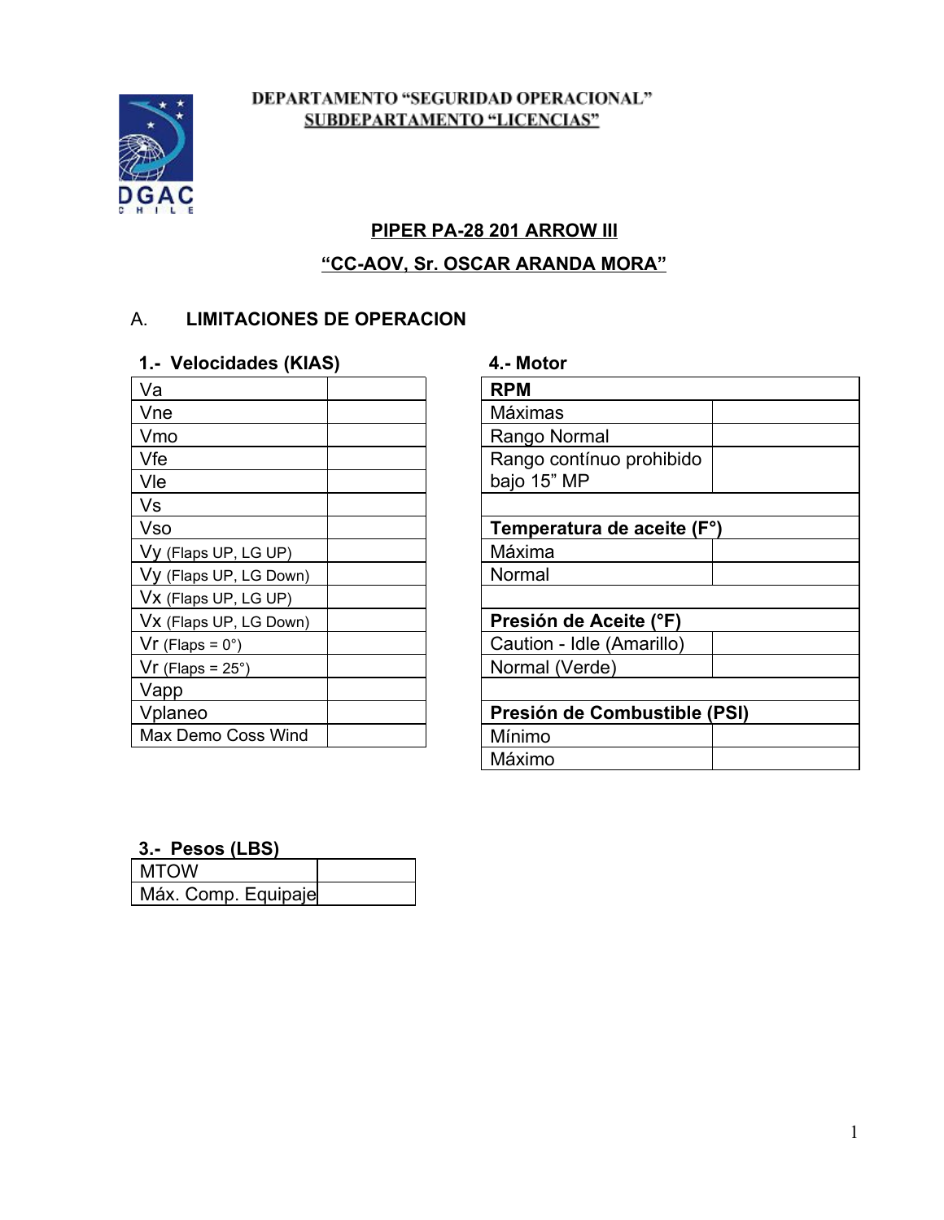**DEPARTAMENTO "SEGURIDAD OPERACIONAL"**
**SUBDEPARTAMENTO "LICENCIAS"**

# PIPER PA-28 201 ARROW III

## "CC-AOV, Sr. OSCAR ARANDA MORA"

## A. LIMITACIONES DE OPERACION

### 1.- Velocidades (KIAS)

| | |
|---|---|
| Va | |
| Vne | |
| Vmo | |
| Vfe | |
| Vle | |
| Vs | |
| Vso | |
| Vy (Flaps UP, LG UP) | |
| Vy (Flaps UP, LG Down) | |
| Vx (Flaps UP, LG UP) | |
| Vx (Flaps UP, LG Down) | |
| Vr (Flaps = 0°) | |
| Vr (Flaps = 25°) | |
| Vapp | |
| Vplaneo | |
| Max Demo Coss Wind | |

### 4.- Motor

| **RPM** | |
|---|---|
| Máximas | |
| Rango Normal | |
| Rango contínuo prohibido bajo 15" MP | |
| | |
| **Temperatura de aceite (F°)** | |
| Máxima | |
| Normal | |
| | |
| **Presión de Aceite (°F)** | |
| Caution - Idle (Amarillo) | |
| Normal (Verde) | |
| | |
| **Presión de Combustible (PSI)** | |
| Mínimo | |
| Máximo | |

### 3.- Pesos (LBS)

| | |
|---|---|
| MTOW | |
| Máx. Comp. Equipaje | |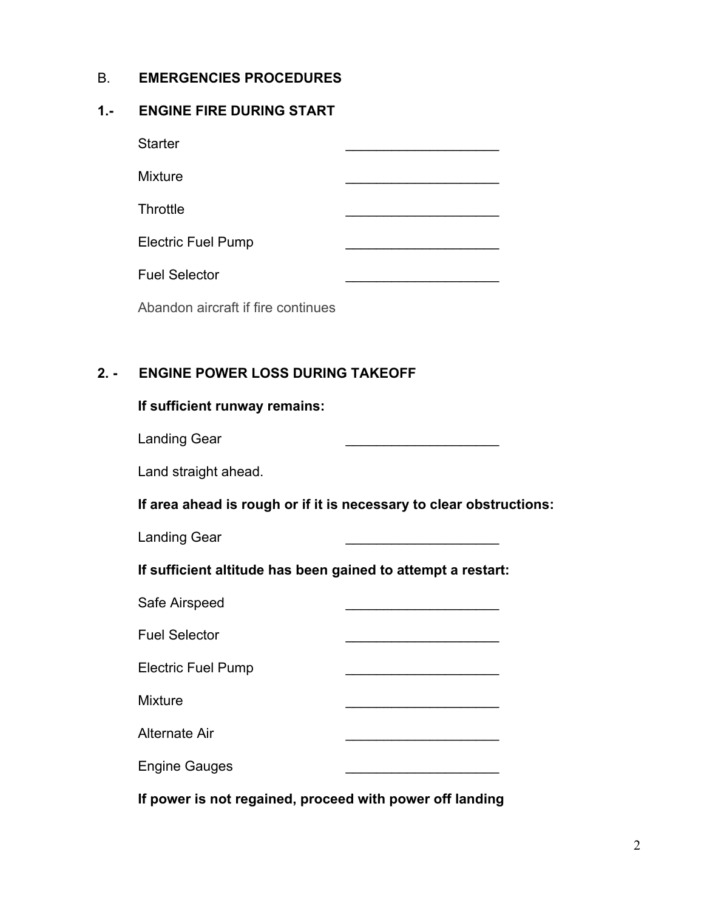## B. EMERGENCIES PROCEDURES

### 1.- ENGINE FIRE DURING START

Starter ____________________

Mixture ____________________

Throttle ____________________

Electric Fuel Pump ____________________

Fuel Selector ____________________

Abandon aircraft if fire continues

### 2. - ENGINE POWER LOSS DURING TAKEOFF

**If sufficient runway remains:**

Landing Gear ____________________

Land straight ahead.

**If area ahead is rough or if it is necessary to clear obstructions:**

Landing Gear ____________________

**If sufficient altitude has been gained to attempt a restart:**

Safe Airspeed ____________________

Fuel Selector ____________________

Electric Fuel Pump ____________________

Mixture ____________________

Alternate Air ____________________

Engine Gauges ____________________

**If power is not regained, proceed with power off landing**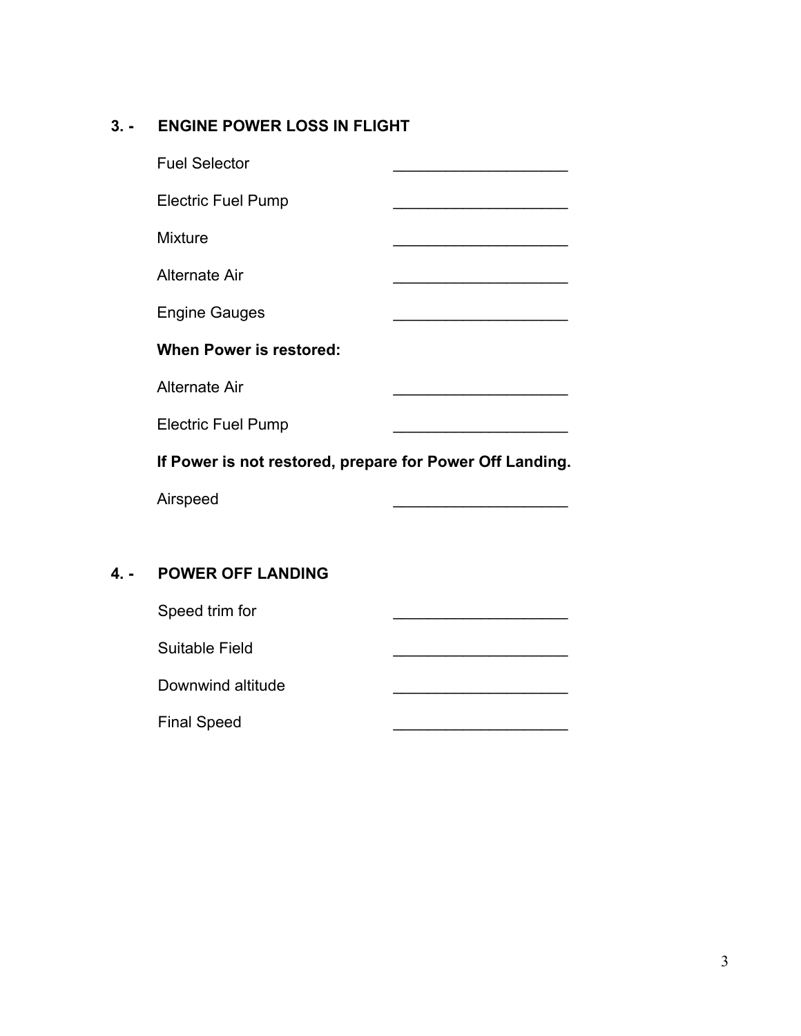### 3. - ENGINE POWER LOSS IN FLIGHT

Fuel Selector ____________________

Electric Fuel Pump ____________________

Mixture ____________________

Alternate Air ____________________

Engine Gauges ____________________

**When Power is restored:**

Alternate Air ____________________

Electric Fuel Pump ____________________

**If Power is not restored, prepare for Power Off Landing.**

Airspeed ____________________

### 4. - POWER OFF LANDING

Speed trim for ____________________

Suitable Field ____________________

Downwind altitude ____________________

Final Speed ____________________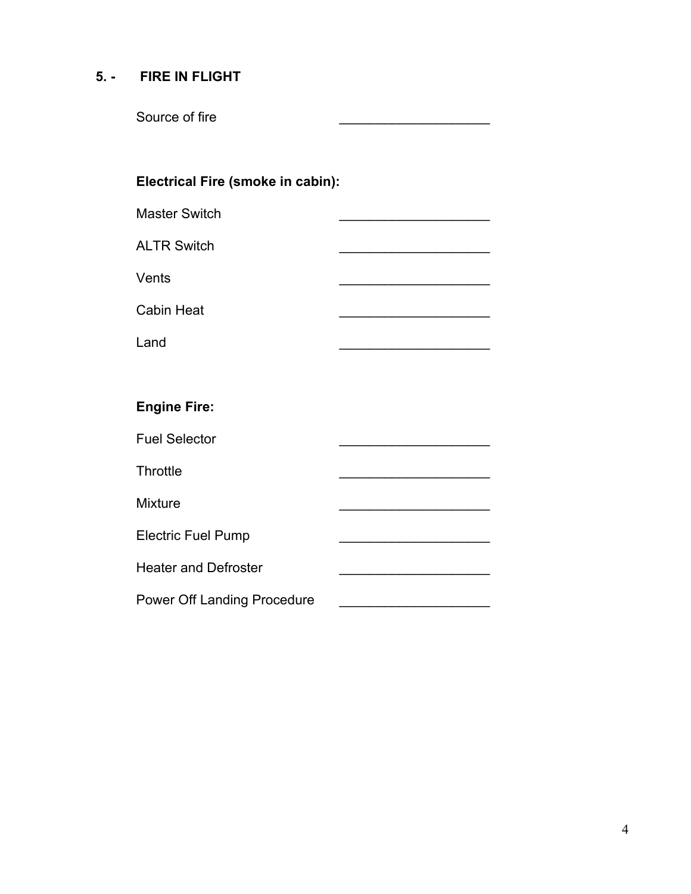## 5. - FIRE IN FLIGHT

Source of fire ____________________

**Electrical Fire (smoke in cabin):**

Master Switch ____________________

ALTR Switch ____________________

Vents ____________________

Cabin Heat ____________________

Land ____________________

**Engine Fire:**

Fuel Selector ____________________

Throttle ____________________

Mixture ____________________

Electric Fuel Pump ____________________

Heater and Defroster ____________________

Power Off Landing Procedure ____________________